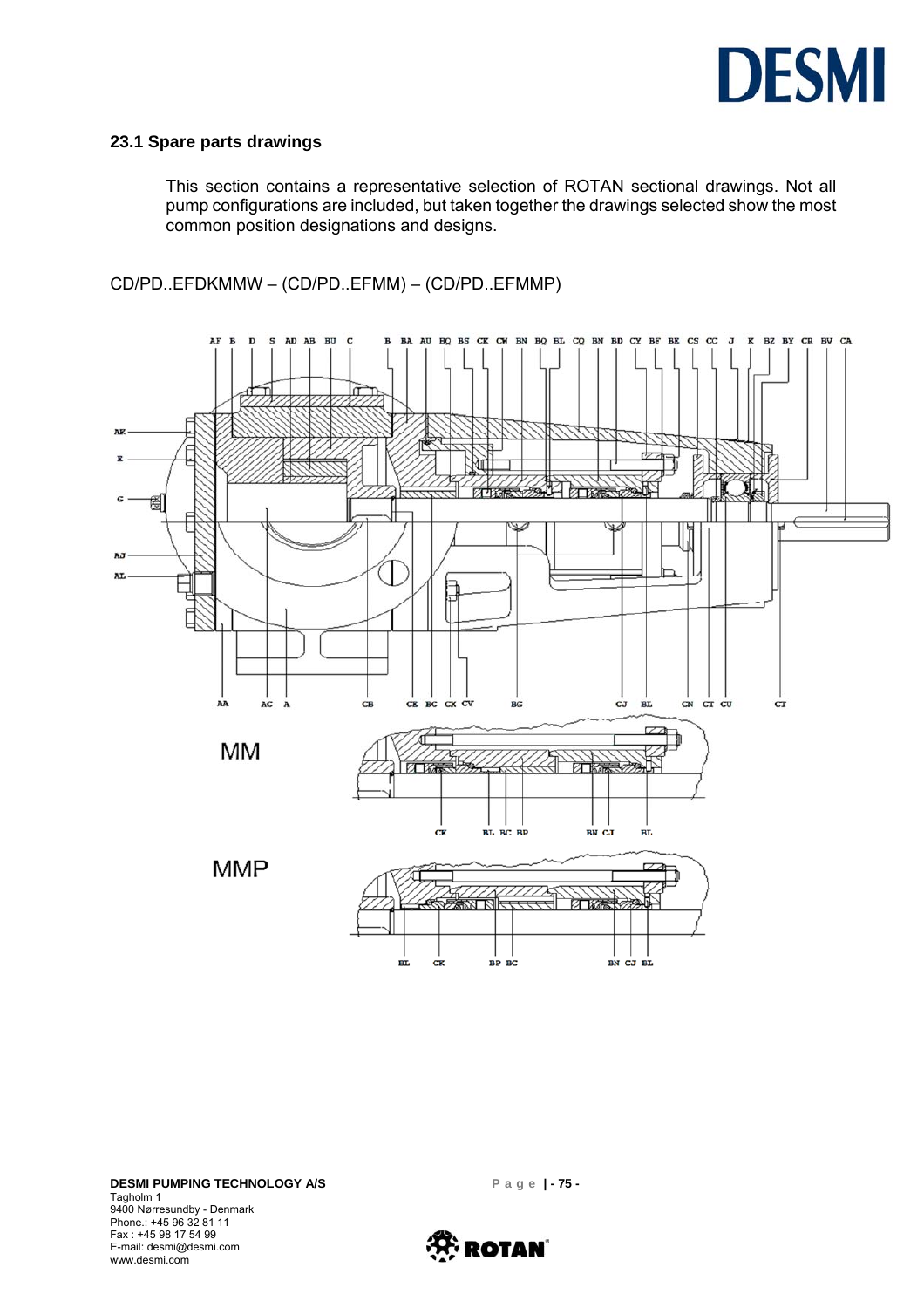## 23.1 Spare parts drawings

This section contains a representative selection of ROTAN sectional drawings. Not all pump configurations are included, but taken together the drawings selected show the most common position designations and designs.

CD/PD..EFDKMMW – (CD/PD..EFMM) – (CD/PD..EFMMP)

AF B D S AD AB BU C B BA AU BQ BS CK CW BN BQ BL CQ BN BD CY BF BE CS CC J K BZ BY CR BV CA

AE

E

G

AJ

AL

AA AC A CB CE BC CX CV BG CJ BL CN CT CU CT

MM

CK BL BC BP BN CJ BL

MMP

BL CK BP BC BN CJ BL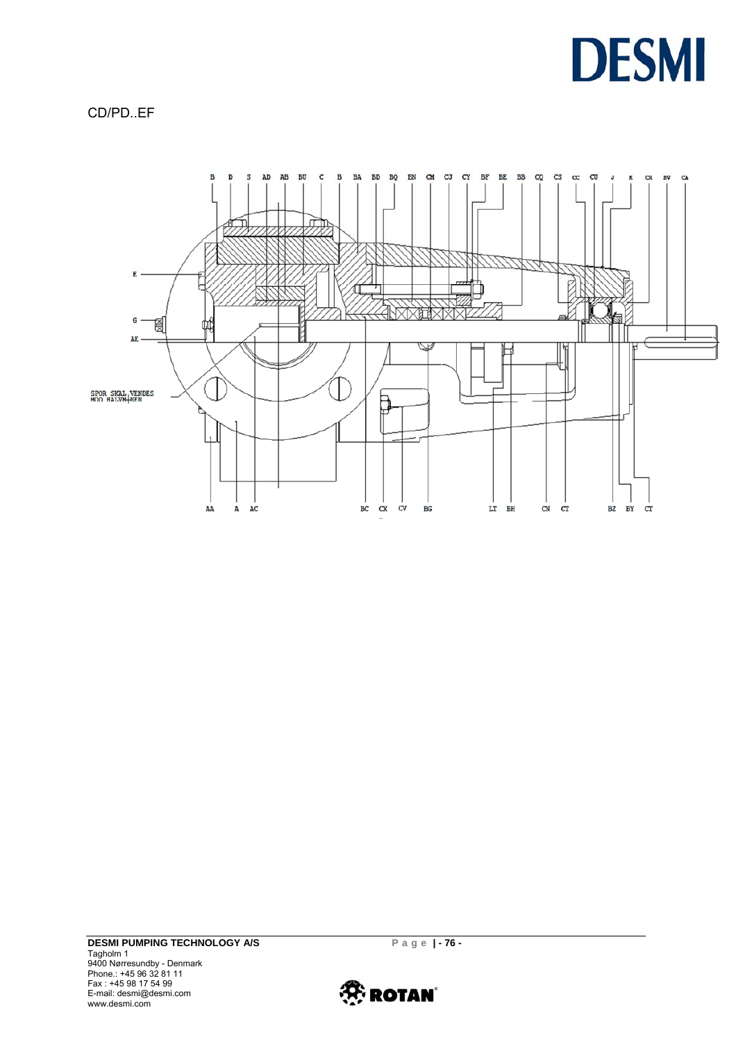CD/PD..EF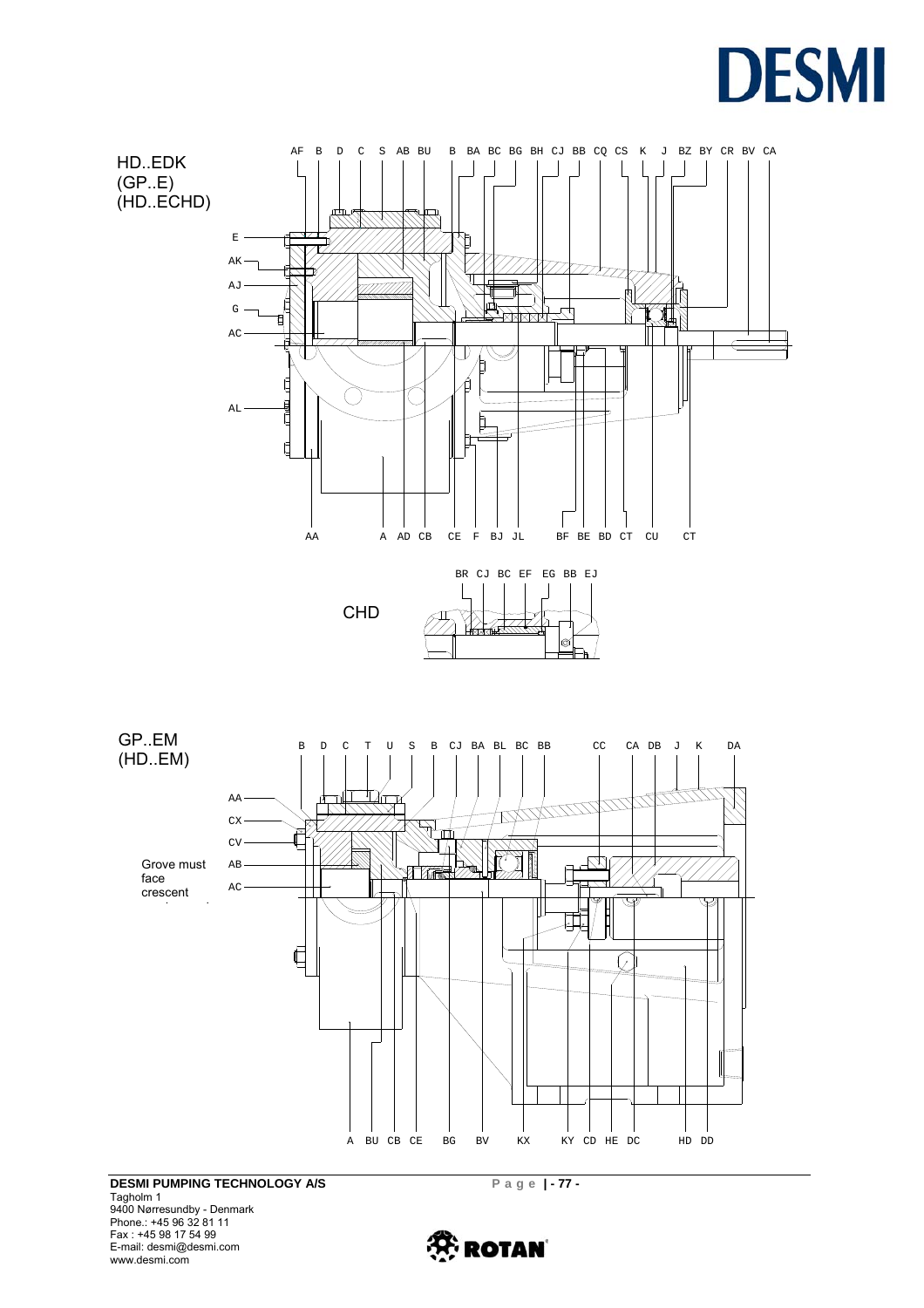HD..EDK
(GP..E)
(HD..ECHD)

AF B D C S AB BU B BA BC BG BH CJ BB CQ CS K J BZ BY CR BV CA

E
AK
AJ
G
AC
AL

AA A AD CB CE F BJ JL BF BE BD CT CU CT

CHD

BR CJ BC EF EG BB EJ

GP..EM
(HD..EM)

B D C T U S B CJ BA BL BC BB CC CA DB J K DA

AA
CX
CV
AB
AC

Grove must face crescent

A BU CB CE BG BV KX KY CD HE DC HD DD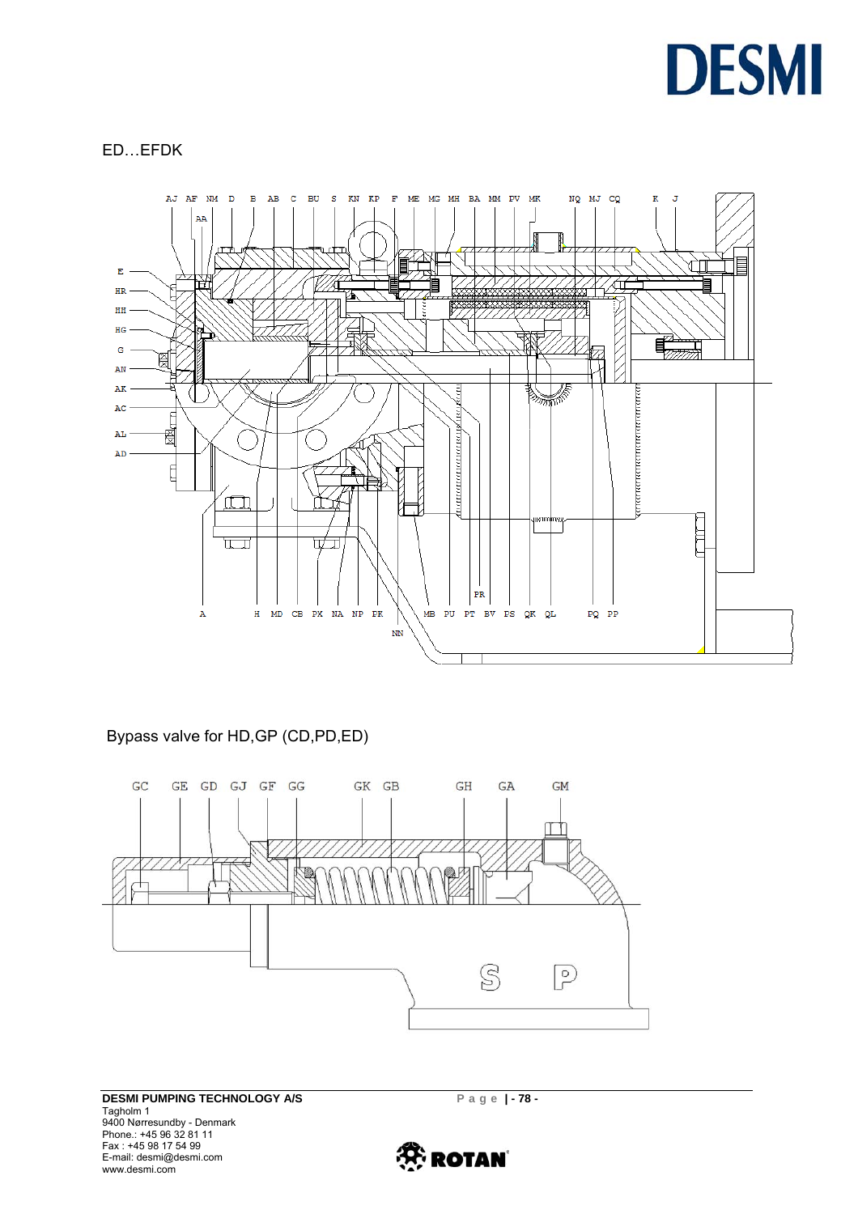ED…EFDK

AJ AF NM D B AB C BU S KN KP F ME MG MH BA MM PV MK NQ MJ CQ K J

AA

E

HR

HH

HG

G

AN

AK

AC

AL

AD

A H MD CB PK NA NP PK NN MB PU PT BV PS QK QL PQ PP

PR

Bypass valve for HD,GP (CD,PD,ED)

GC GE GD GJ GF GG GK GB GH GA GM

S P

**DESMI PUMPING TECHNOLOGY A/S**
Tagholm 1
9400 Nørresundby - Denmark
Phone.: +45 96 32 81 11
Fax : +45 98 17 54 99
E-mail: desmi@desmi.com
www.desmi.com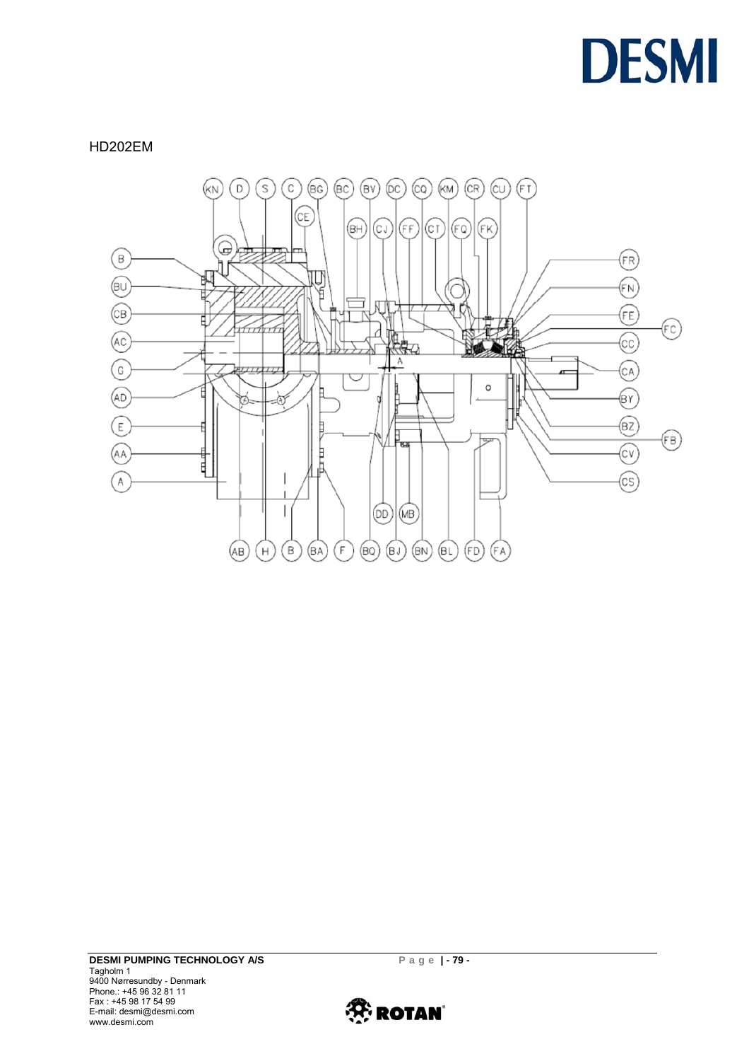HD202EM

KN D S C BG BC BV DC CQ KM CR CU FT

CE

BH CJ FF CT FQ FK

B BU CB AC G AD E AA A

FR FN FE FC CC CA BY BZ FB CV CS

A

DD MB

AB H B BA F BQ BJ BN BL FD FA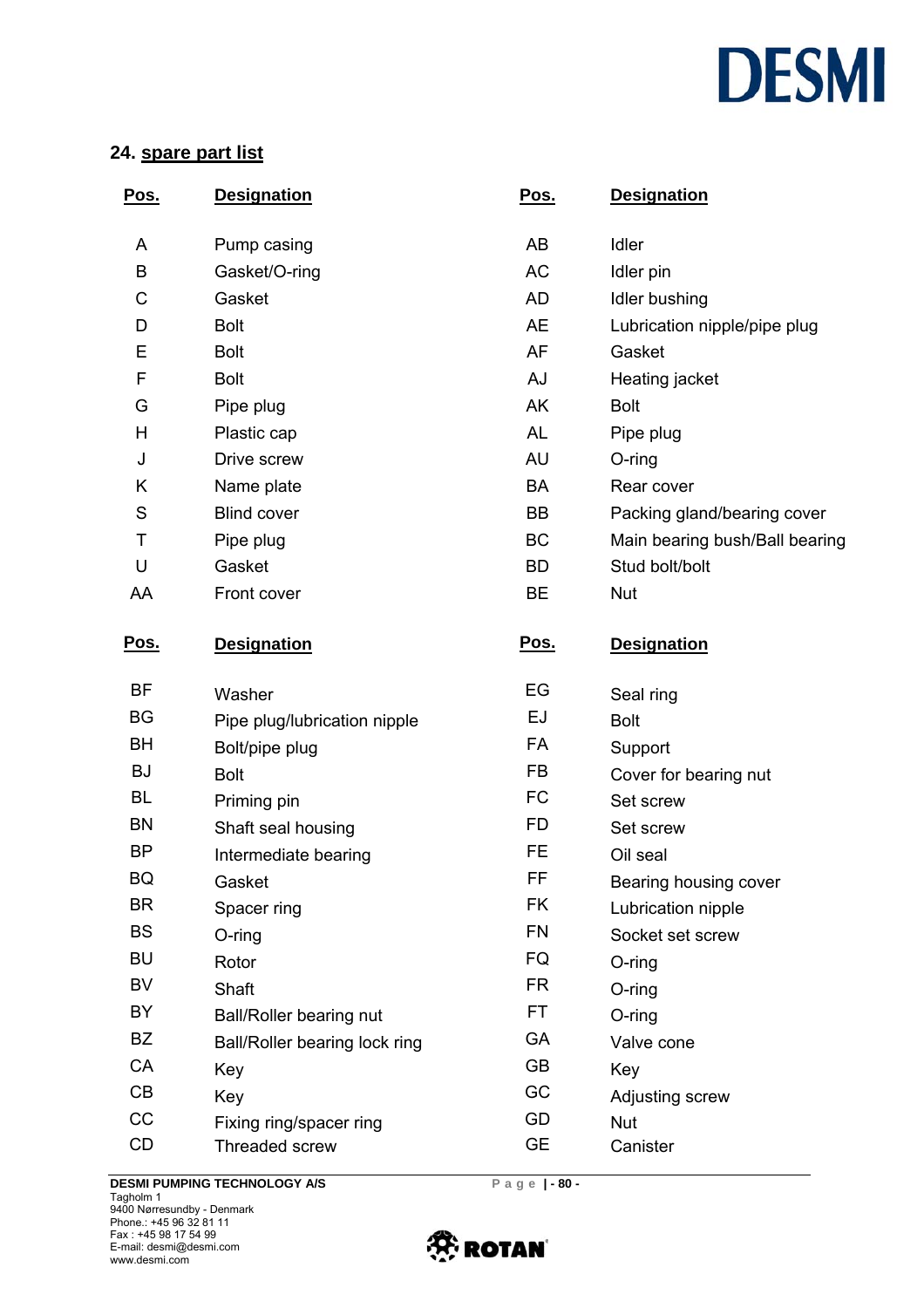## 24. spare part list

| Pos. | Designation | Pos. | Designation |
|---|---|---|---|
| A | Pump casing | AB | Idler |
| B | Gasket/O-ring | AC | Idler pin |
| C | Gasket | AD | Idler bushing |
| D | Bolt | AE | Lubrication nipple/pipe plug |
| E | Bolt | AF | Gasket |
| F | Bolt | AJ | Heating jacket |
| G | Pipe plug | AK | Bolt |
| H | Plastic cap | AL | Pipe plug |
| J | Drive screw | AU | O-ring |
| K | Name plate | BA | Rear cover |
| S | Blind cover | BB | Packing gland/bearing cover |
| T | Pipe plug | BC | Main bearing bush/Ball bearing |
| U | Gasket | BD | Stud bolt/bolt |
| AA | Front cover | BE | Nut |

| Pos. | Designation | Pos. | Designation |
|---|---|---|---|
| BF | Washer | EG | Seal ring |
| BG | Pipe plug/lubrication nipple | EJ | Bolt |
| BH | Bolt/pipe plug | FA | Support |
| BJ | Bolt | FB | Cover for bearing nut |
| BL | Priming pin | FC | Set screw |
| BN | Shaft seal housing | FD | Set screw |
| BP | Intermediate bearing | FE | Oil seal |
| BQ | Gasket | FF | Bearing housing cover |
| BR | Spacer ring | FK | Lubrication nipple |
| BS | O-ring | FN | Socket set screw |
| BU | Rotor | FQ | O-ring |
| BV | Shaft | FR | O-ring |
| BY | Ball/Roller bearing nut | FT | O-ring |
| BZ | Ball/Roller bearing lock ring | GA | Valve cone |
| CA | Key | GB | Key |
| CB | Key | GC | Adjusting screw |
| CC | Fixing ring/spacer ring | GD | Nut |
| CD | Threaded screw | GE | Canister |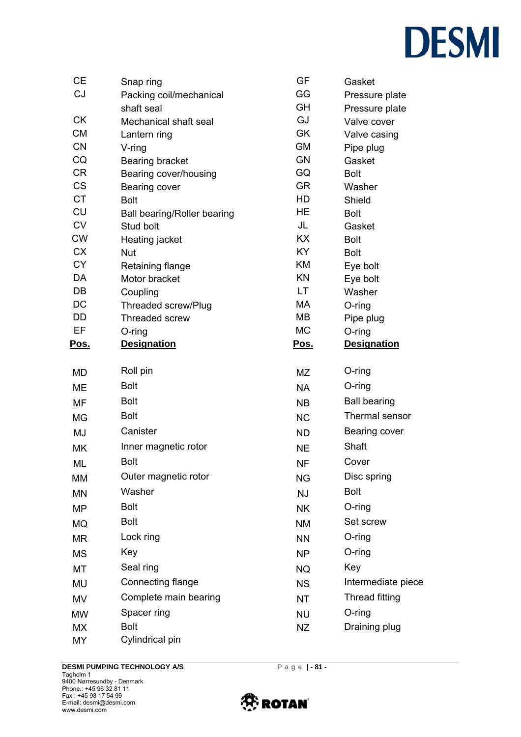| Pos. | Designation | Pos. | Designation |
| --- | --- | --- | --- |
| CE | Snap ring | GF | Gasket |
| CJ | Packing coil/mechanical shaft seal | GG | Pressure plate |
| | | GH | Pressure plate |
| CK | Mechanical shaft seal | GJ | Valve cover |
| CM | Lantern ring | GK | Valve casing |
| CN | V-ring | GM | Pipe plug |
| CQ | Bearing bracket | GN | Gasket |
| CR | Bearing cover/housing | GQ | Bolt |
| CS | Bearing cover | GR | Washer |
| CT | Bolt | HD | Shield |
| CU | Ball bearing/Roller bearing | HE | Bolt |
| CV | Stud bolt | JL | Gasket |
| CW | Heating jacket | KX | Bolt |
| CX | Nut | KY | Bolt |
| CY | Retaining flange | KM | Eye bolt |
| DA | Motor bracket | KN | Eye bolt |
| DB | Coupling | LT | Washer |
| DC | Threaded screw/Plug | MA | O-ring |
| DD | Threaded screw | MB | Pipe plug |
| EF | O-ring | MC | O-ring |

| Pos. | Designation | Pos. | Designation |
| --- | --- | --- | --- |
| MD | Roll pin | MZ | O-ring |
| ME | Bolt | NA | O-ring |
| MF | Bolt | NB | Ball bearing |
| MG | Bolt | NC | Thermal sensor |
| MJ | Canister | ND | Bearing cover |
| MK | Inner magnetic rotor | NE | Shaft |
| ML | Bolt | NF | Cover |
| MM | Outer magnetic rotor | NG | Disc spring |
| MN | Washer | NJ | Bolt |
| MP | Bolt | NK | O-ring |
| MQ | Bolt | NM | Set screw |
| MR | Lock ring | NN | O-ring |
| MS | Key | NP | O-ring |
| MT | Seal ring | NQ | Key |
| MU | Connecting flange | NS | Intermediate piece |
| MV | Complete main bearing | NT | Thread fitting |
| MW | Spacer ring | NU | O-ring |
| MX | Bolt | NZ | Draining plug |
| MY | Cylindrical pin | | |

**DESMI PUMPING TECHNOLOGY A/S**
Tagholm 1
9400 Nørresundby - Denmark
Phone.: +45 96 32 81 11
Fax : +45 98 17 54 99
E-mail: desmi@desmi.com
www.desmi.com